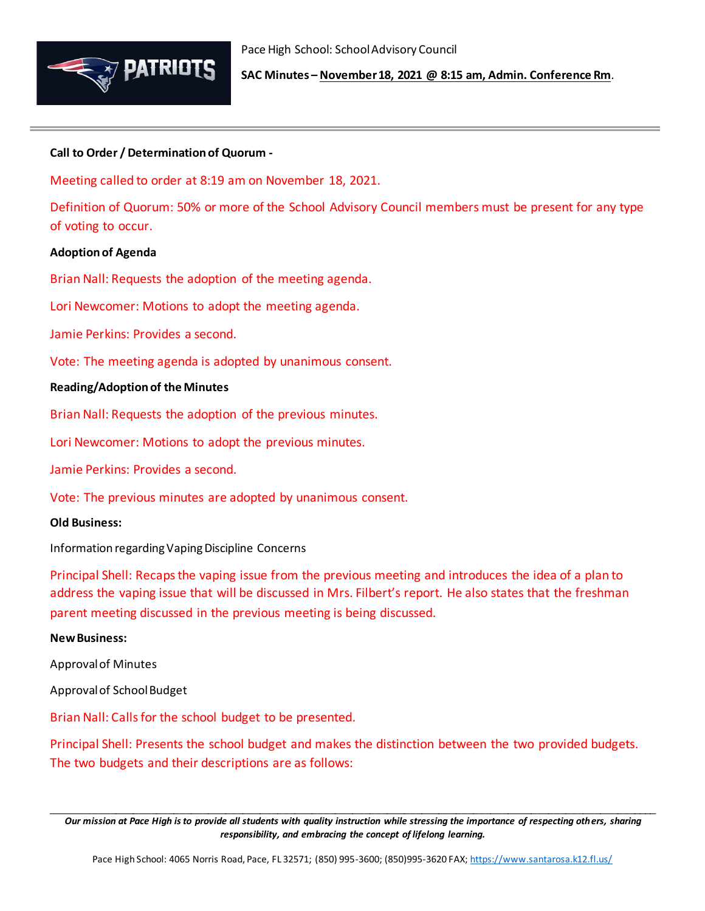Pace High School: School Advisory Council

**SAC Minutes – November 18, 2021 @ 8:15 am, Admin. Conference Rm.**

---

**Call to Order / Determination of Quorum -**

Meeting called to order at 8:19 am on November 18, 2021.

Definition of Quorum: 50% or more of the School Advisory Council members must be present for any type of voting to occur.

**Adoption of Agenda**

Brian Nall: Requests the adoption of the meeting agenda.

Lori Newcomer: Motions to adopt the meeting agenda.

Jamie Perkins: Provides a second.

Vote: The meeting agenda is adopted by unanimous consent.

**Reading/Adoption of the Minutes**

Brian Nall: Requests the adoption of the previous minutes.

Lori Newcomer: Motions to adopt the previous minutes.

Jamie Perkins: Provides a second.

Vote: The previous minutes are adopted by unanimous consent.

**Old Business:**

Information regarding Vaping Discipline Concerns

Principal Shell: Recaps the vaping issue from the previous meeting and introduces the idea of a plan to address the vaping issue that will be discussed in Mrs. Filbert's report. He also states that the freshman parent meeting discussed in the previous meeting is being discussed.

**New Business:**

Approval of Minutes

Approval of School Budget

Brian Nall: Calls for the school budget to be presented.

Principal Shell: Presents the school budget and makes the distinction between the two provided budgets. The two budgets and their descriptions are as follows:

---

*Our mission at Pace High is to provide all students with quality instruction while stressing the importance of respecting others, sharing responsibility, and embracing the concept of lifelong learning.*

Pace High School: 4065 Norris Road, Pace, FL 32571; (850) 995-3600; (850)995-3620 FAX; https://www.santarosa.k12.fl.us/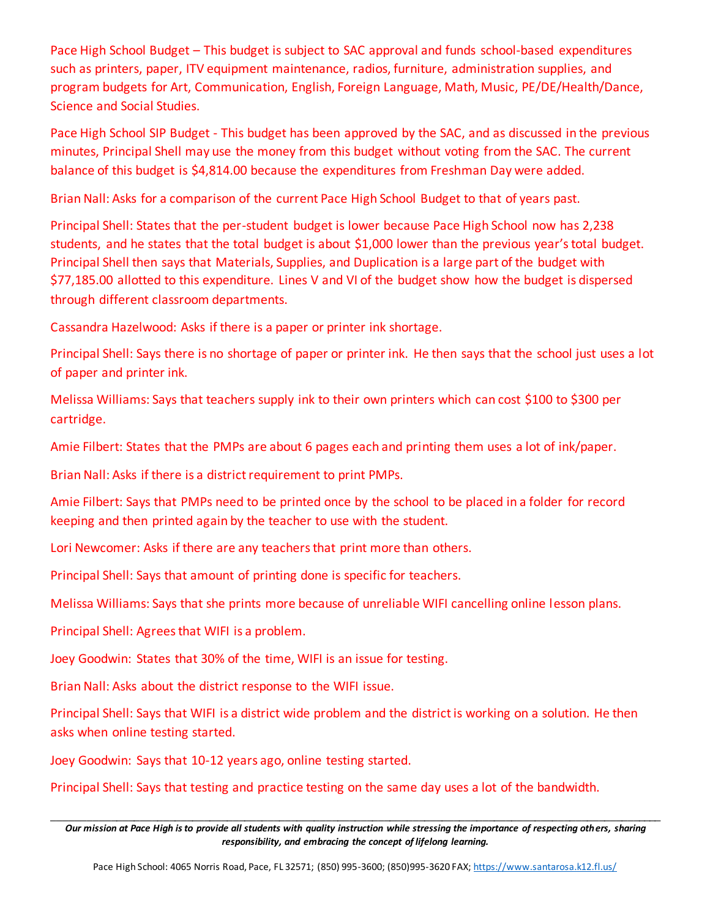Pace High School Budget – This budget is subject to SAC approval and funds school-based expenditures such as printers, paper, ITV equipment maintenance, radios, furniture, administration supplies, and program budgets for Art, Communication, English, Foreign Language, Math, Music, PE/DE/Health/Dance, Science and Social Studies.

Pace High School SIP Budget - This budget has been approved by the SAC, and as discussed in the previous minutes, Principal Shell may use the money from this budget without voting from the SAC. The current balance of this budget is $4,814.00 because the expenditures from Freshman Day were added.

Brian Nall: Asks for a comparison of the current Pace High School Budget to that of years past.

Principal Shell: States that the per-student budget is lower because Pace High School now has 2,238 students, and he states that the total budget is about $1,000 lower than the previous year's total budget. Principal Shell then says that Materials, Supplies, and Duplication is a large part of the budget with $77,185.00 allotted to this expenditure. Lines V and VI of the budget show how the budget is dispersed through different classroom departments.

Cassandra Hazelwood: Asks if there is a paper or printer ink shortage.

Principal Shell: Says there is no shortage of paper or printer ink. He then says that the school just uses a lot of paper and printer ink.

Melissa Williams: Says that teachers supply ink to their own printers which can cost $100 to $300 per cartridge.

Amie Filbert: States that the PMPs are about 6 pages each and printing them uses a lot of ink/paper.

Brian Nall: Asks if there is a district requirement to print PMPs.

Amie Filbert: Says that PMPs need to be printed once by the school to be placed in a folder for record keeping and then printed again by the teacher to use with the student.

Lori Newcomer: Asks if there are any teachers that print more than others.

Principal Shell: Says that amount of printing done is specific for teachers.

Melissa Williams: Says that she prints more because of unreliable WIFI cancelling online lesson plans.

Principal Shell: Agrees that WIFI is a problem.

Joey Goodwin: States that 30% of the time, WIFI is an issue for testing.

Brian Nall: Asks about the district response to the WIFI issue.

Principal Shell: Says that WIFI is a district wide problem and the district is working on a solution. He then asks when online testing started.

Joey Goodwin: Says that 10-12 years ago, online testing started.

Principal Shell: Says that testing and practice testing on the same day uses a lot of the bandwidth.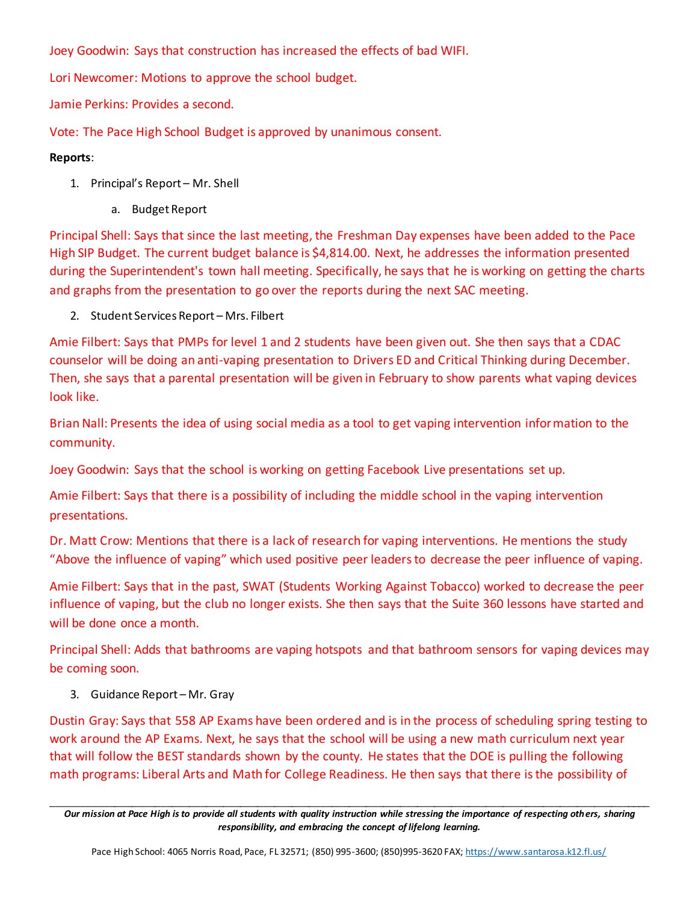Joey Goodwin: Says that construction has increased the effects of bad WIFI.

Lori Newcomer: Motions to approve the school budget.

Jamie Perkins: Provides a second.

Vote: The Pace High School Budget is approved by unanimous consent.

**Reports**:

1. Principal's Report – Mr. Shell
   a. Budget Report

Principal Shell: Says that since the last meeting, the Freshman Day expenses have been added to the Pace High SIP Budget. The current budget balance is $4,814.00. Next, he addresses the information presented during the Superintendent's town hall meeting. Specifically, he says that he is working on getting the charts and graphs from the presentation to go over the reports during the next SAC meeting.

2. Student Services Report – Mrs. Filbert

Amie Filbert: Says that PMPs for level 1 and 2 students have been given out. She then says that a CDAC counselor will be doing an anti-vaping presentation to Drivers ED and Critical Thinking during December. Then, she says that a parental presentation will be given in February to show parents what vaping devices look like.

Brian Nall: Presents the idea of using social media as a tool to get vaping intervention information to the community.

Joey Goodwin: Says that the school is working on getting Facebook Live presentations set up.

Amie Filbert: Says that there is a possibility of including the middle school in the vaping intervention presentations.

Dr. Matt Crow: Mentions that there is a lack of research for vaping interventions. He mentions the study "Above the influence of vaping" which used positive peer leaders to decrease the peer influence of vaping.

Amie Filbert: Says that in the past, SWAT (Students Working Against Tobacco) worked to decrease the peer influence of vaping, but the club no longer exists. She then says that the Suite 360 lessons have started and will be done once a month.

Principal Shell: Adds that bathrooms are vaping hotspots and that bathroom sensors for vaping devices may be coming soon.

3. Guidance Report – Mr. Gray

Dustin Gray: Says that 558 AP Exams have been ordered and is in the process of scheduling spring testing to work around the AP Exams. Next, he says that the school will be using a new math curriculum next year that will follow the BEST standards shown by the county. He states that the DOE is pulling the following math programs: Liberal Arts and Math for College Readiness. He then says that there is the possibility of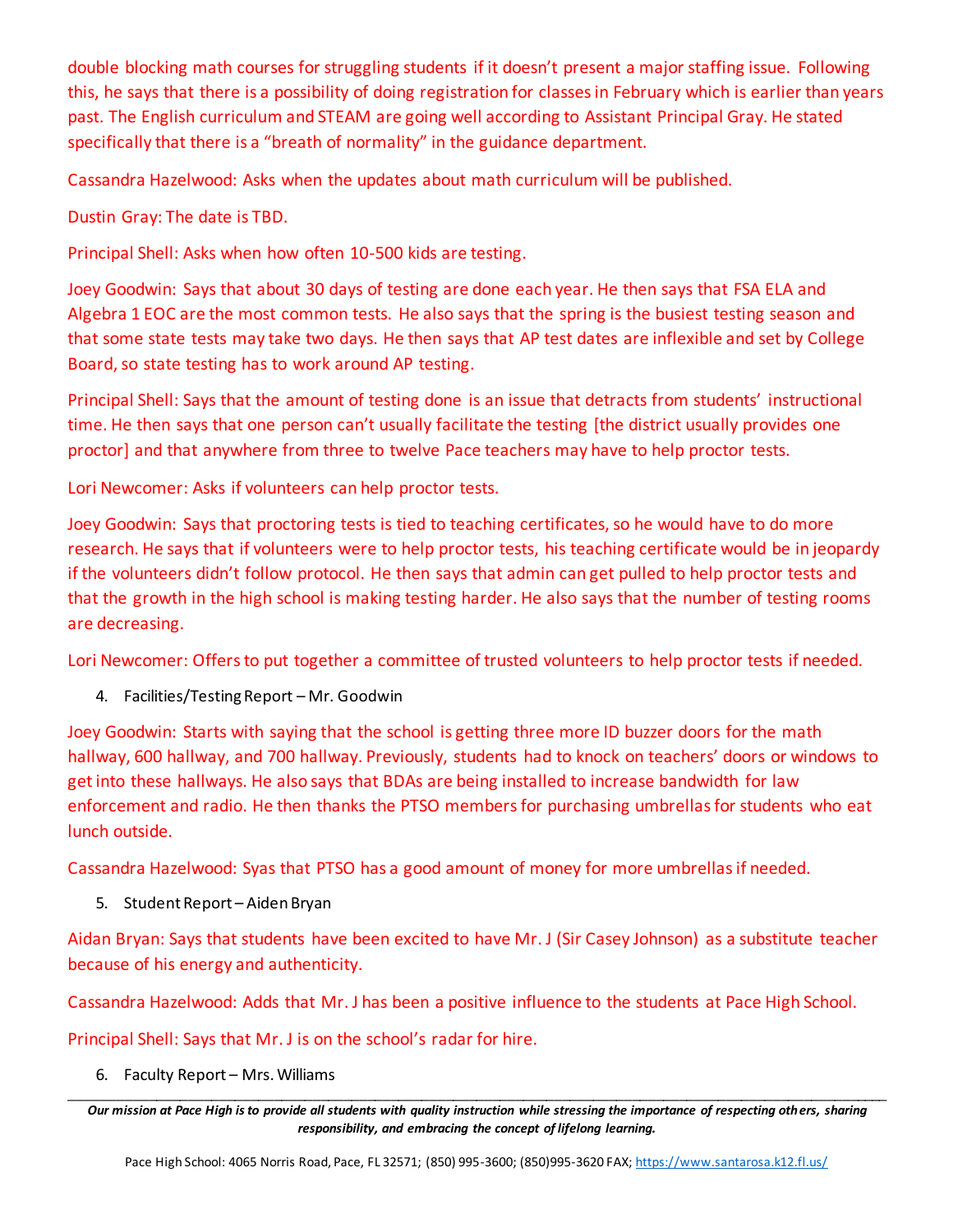double blocking math courses for struggling students if it doesn't present a major staffing issue. Following this, he says that there is a possibility of doing registration for classes in February which is earlier than years past. The English curriculum and STEAM are going well according to Assistant Principal Gray. He stated specifically that there is a "breath of normality" in the guidance department.

Cassandra Hazelwood: Asks when the updates about math curriculum will be published.

Dustin Gray: The date is TBD.

Principal Shell: Asks when how often 10-500 kids are testing.

Joey Goodwin: Says that about 30 days of testing are done each year. He then says that FSA ELA and Algebra 1 EOC are the most common tests. He also says that the spring is the busiest testing season and that some state tests may take two days. He then says that AP test dates are inflexible and set by College Board, so state testing has to work around AP testing.

Principal Shell: Says that the amount of testing done is an issue that detracts from students' instructional time. He then says that one person can't usually facilitate the testing [the district usually provides one proctor] and that anywhere from three to twelve Pace teachers may have to help proctor tests.

Lori Newcomer: Asks if volunteers can help proctor tests.

Joey Goodwin: Says that proctoring tests is tied to teaching certificates, so he would have to do more research. He says that if volunteers were to help proctor tests, his teaching certificate would be in jeopardy if the volunteers didn't follow protocol. He then says that admin can get pulled to help proctor tests and that the growth in the high school is making testing harder. He also says that the number of testing rooms are decreasing.

Lori Newcomer: Offers to put together a committee of trusted volunteers to help proctor tests if needed.

4. Facilities/Testing Report – Mr. Goodwin

Joey Goodwin: Starts with saying that the school is getting three more ID buzzer doors for the math hallway, 600 hallway, and 700 hallway. Previously, students had to knock on teachers' doors or windows to get into these hallways. He also says that BDAs are being installed to increase bandwidth for law enforcement and radio. He then thanks the PTSO members for purchasing umbrellas for students who eat lunch outside.

Cassandra Hazelwood: Syas that PTSO has a good amount of money for more umbrellas if needed.

5. Student Report – Aiden Bryan

Aidan Bryan: Says that students have been excited to have Mr. J (Sir Casey Johnson) as a substitute teacher because of his energy and authenticity.

Cassandra Hazelwood: Adds that Mr. J has been a positive influence to the students at Pace High School.

Principal Shell: Says that Mr. J is on the school's radar for hire.

6. Faculty Report – Mrs. Williams

*Our mission at Pace High is to provide all students with quality instruction while stressing the importance of respecting others, sharing responsibility, and embracing the concept of lifelong learning.*

Pace High School: 4065 Norris Road, Pace, FL 32571; (850) 995-3600; (850)995-3620 FAX; https://www.santarosa.k12.fl.us/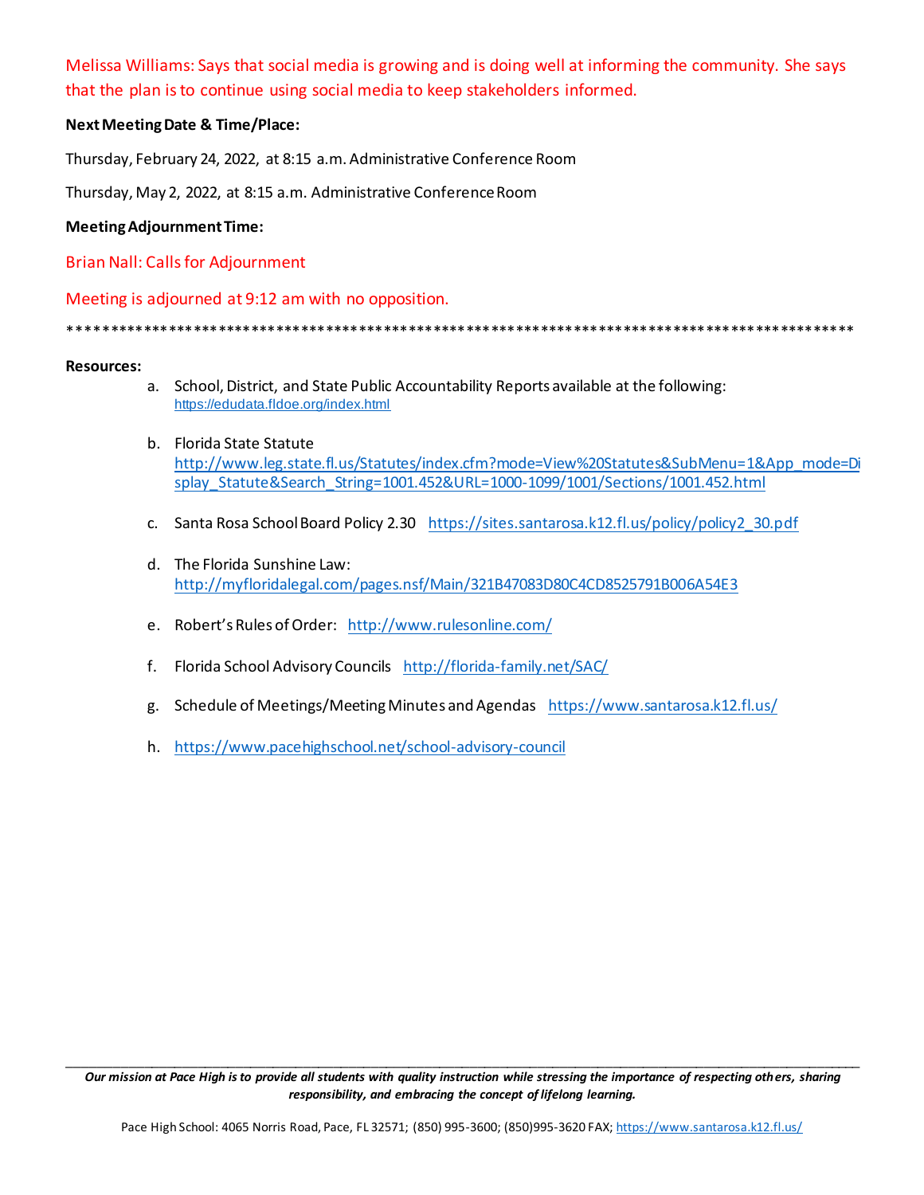Melissa Williams: Says that social media is growing and is doing well at informing the community. She says that the plan is to continue using social media to keep stakeholders informed.

**Next Meeting Date & Time/Place:**

Thursday, February 24, 2022, at 8:15 a.m. Administrative Conference Room

Thursday, May 2, 2022, at 8:15 a.m. Administrative Conference Room

**Meeting Adjournment Time:**

Brian Nall: Calls for Adjournment

Meeting is adjourned at 9:12 am with no opposition.

***************************************************************************************************

**Resources:**

a. School, District, and State Public Accountability Reports available at the following: https://edudata.fldoe.org/index.html

b. Florida State Statute http://www.leg.state.fl.us/Statutes/index.cfm?mode=View%20Statutes&SubMenu=1&App_mode=Display_Statute&Search_String=1001.452&URL=1000-1099/1001/Sections/1001.452.html

c. Santa Rosa School Board Policy 2.30 https://sites.santarosa.k12.fl.us/policy/policy2_30.pdf

d. The Florida Sunshine Law: http://myfloridalegal.com/pages.nsf/Main/321B47083D80C4CD8525791B006A54E3

e. Robert's Rules of Order: http://www.rulesonline.com/

f. Florida School Advisory Councils http://florida-family.net/SAC/

g. Schedule of Meetings/Meeting Minutes and Agendas https://www.santarosa.k12.fl.us/

h. https://www.pacehighschool.net/school-advisory-council

*Our mission at Pace High is to provide all students with quality instruction while stressing the importance of respecting others, sharing responsibility, and embracing the concept of lifelong learning.*

Pace High School: 4065 Norris Road, Pace, FL 32571; (850) 995-3600; (850)995-3620 FAX; https://www.santarosa.k12.fl.us/